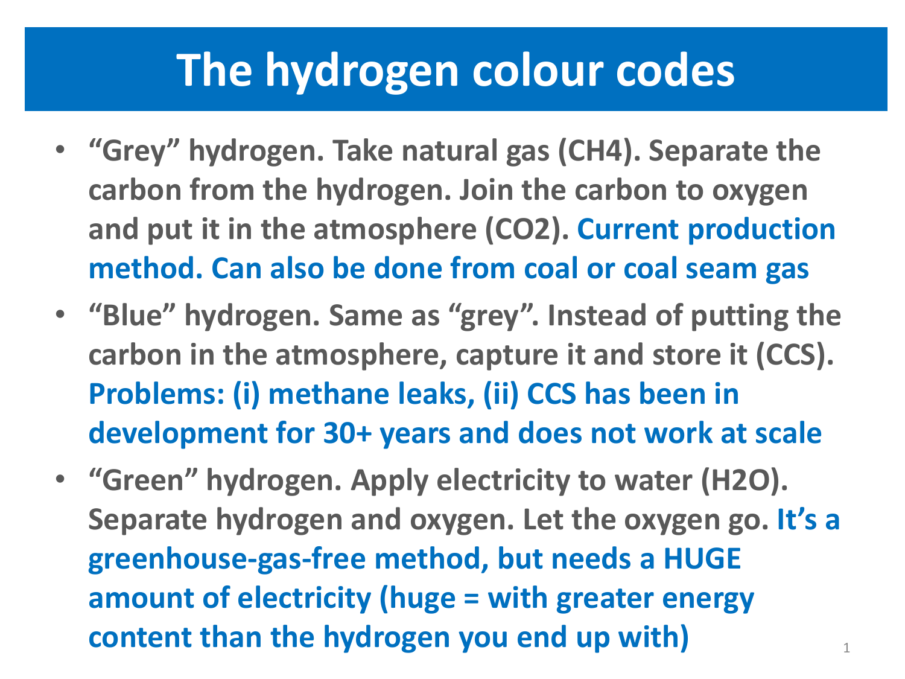# The hydrogen colour codes

- **"Grey" hydrogen. Take natural gas ($CH_4$). Separate the carbon from the hydrogen. Join the carbon to oxygen and put it in the atmosphere ($CO_2$). Current production method. Can also be done from coal or coal seam gas**
- **"Blue" hydrogen. Same as "grey". Instead of putting the carbon in the atmosphere, capture it and store it (CCS). Problems: (i) methane leaks, (ii) CCS has been in development for 30+ years and does not work at scale**
- **"Green" hydrogen. Apply electricity to water ($H_2O$). Separate hydrogen and oxygen. Let the oxygen go. It's a greenhouse-gas-free method, but needs a HUGE amount of electricity (huge = with greater energy content than the hydrogen you end up with)**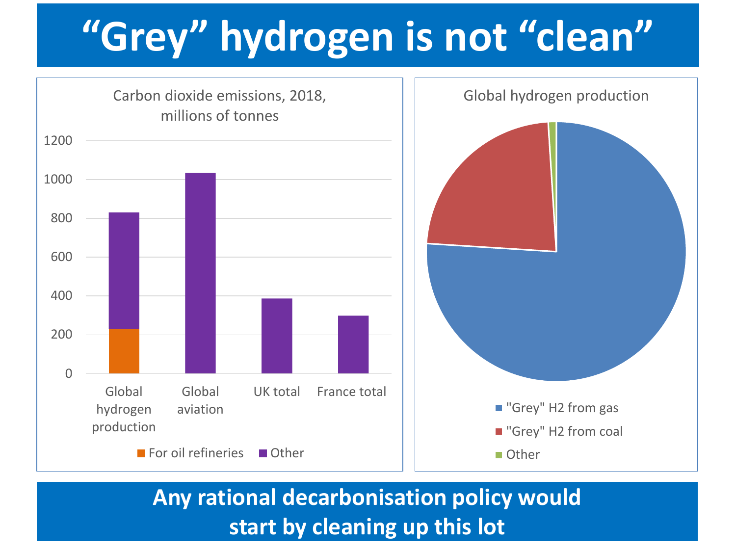# "Grey" hydrogen is not "clean"

Carbon dioxide emissions, 2018, millions of tonnes

| | For oil refineries | Other |
|---|---|---|
| Global hydrogen production | ~230 | ~600 |
| Global aviation | | ~1035 |
| UK total | | ~385 |
| France total | | ~300 |

Global hydrogen production

- "Grey" H2 from gas
- "Grey" H2 from coal
- Other

**Any rational decarbonisation policy would start by cleaning up this lot**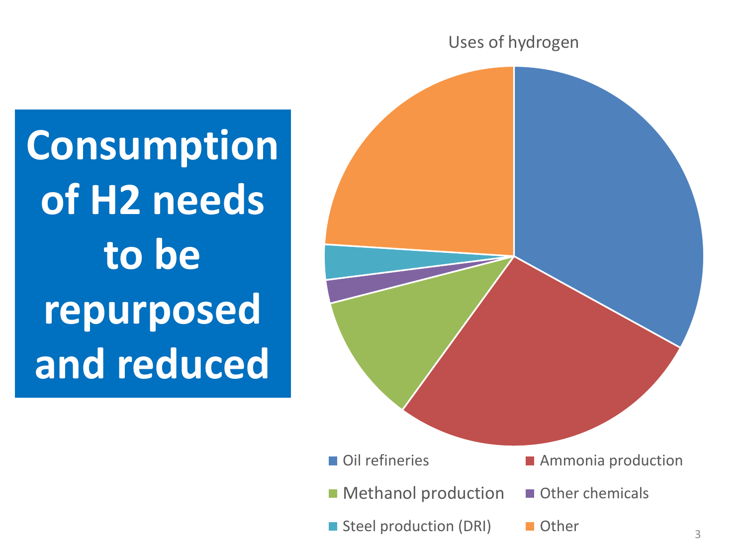# Consumption of H2 needs to be repurposed and reduced

Uses of hydrogen

- Oil refineries
- Ammonia production
- Methanol production
- Other chemicals
- Steel production (DRI)
- Other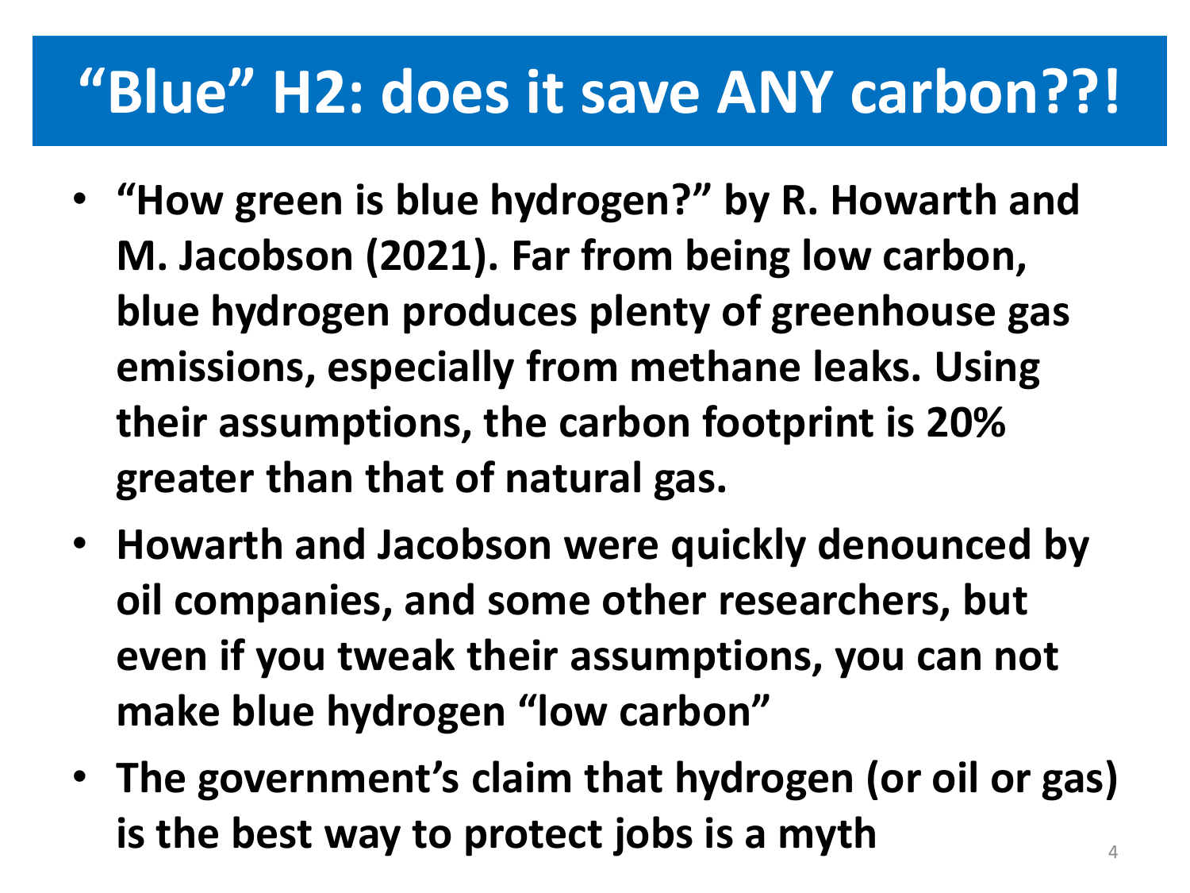# "Blue" H2: does it save ANY carbon??!

- **"How green is blue hydrogen?" by R. Howarth and M. Jacobson (2021). Far from being low carbon, blue hydrogen produces plenty of greenhouse gas emissions, especially from methane leaks. Using their assumptions, the carbon footprint is 20% greater than that of natural gas.**
- **Howarth and Jacobson were quickly denounced by oil companies, and some other researchers, but even if you tweak their assumptions, you can not make blue hydrogen "low carbon"**
- **The government's claim that hydrogen (or oil or gas) is the best way to protect jobs is a myth**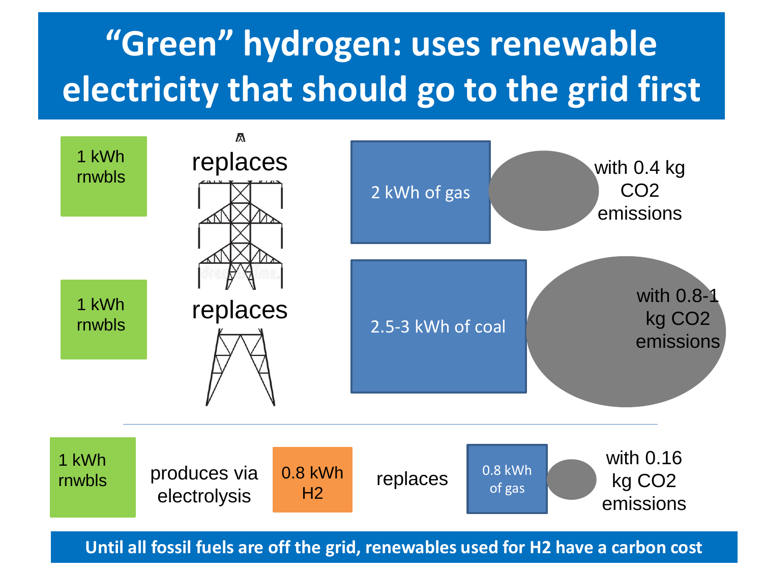# "Green" hydrogen: uses renewable electricity that should go to the grid first

1 kWh rnwbls replaces 2 kWh of gas with 0.4 kg $CO_2$ emissions

1 kWh rnwbls replaces 2.5-3 kWh of coal with 0.8-1 kg $CO_2$ emissions

---

1 kWh rnwbls produces via electrolysis 0.8 kWh $H_2$ replaces 0.8 kWh of gas with 0.16 kg $CO_2$ emissions

**Until all fossil fuels are off the grid, renewables used for $H_2$ have a carbon cost**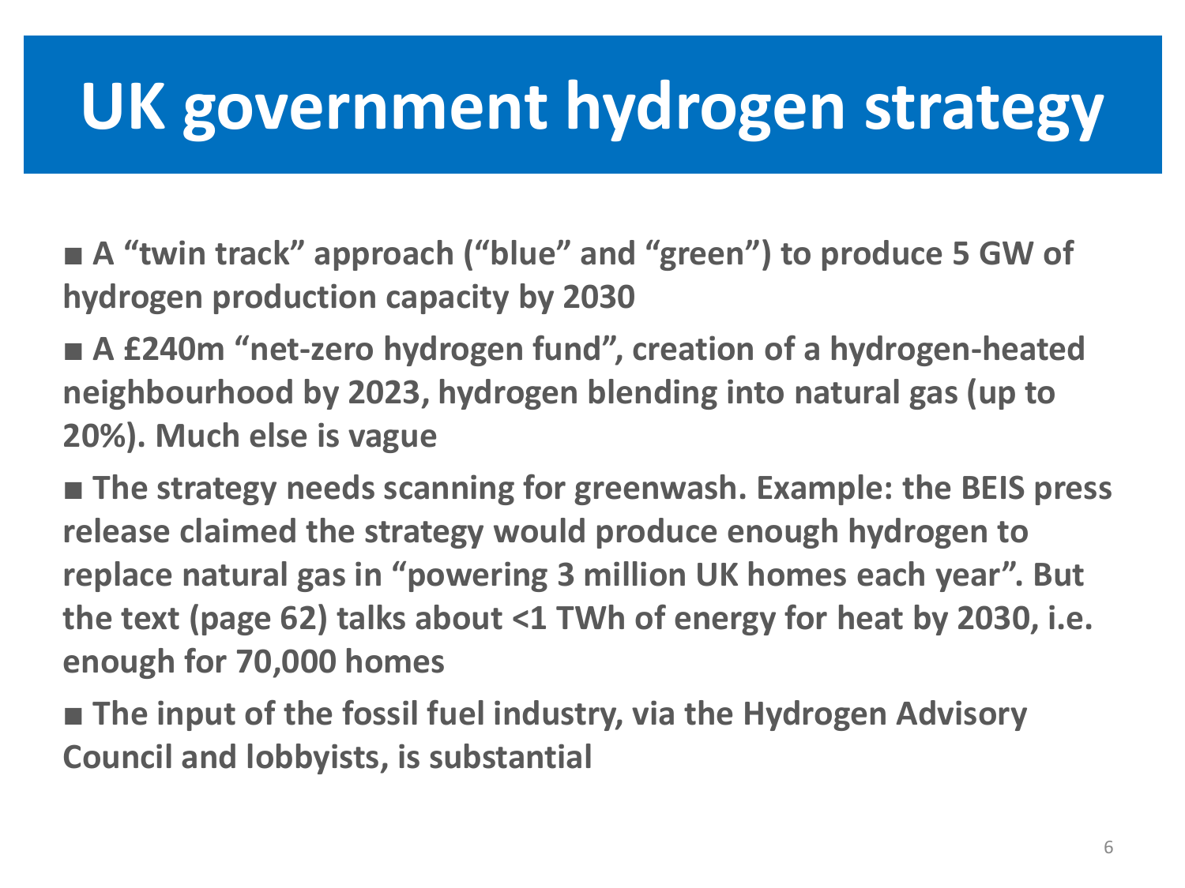# UK government hydrogen strategy

- **A "twin track" approach ("blue" and "green") to produce 5 GW of hydrogen production capacity by 2030**
- **A £240m "net-zero hydrogen fund", creation of a hydrogen-heated neighbourhood by 2023, hydrogen blending into natural gas (up to 20%). Much else is vague**
- **The strategy needs scanning for greenwash. Example: the BEIS press release claimed the strategy would produce enough hydrogen to replace natural gas in "powering 3 million UK homes each year". But the text (page 62) talks about <1 TWh of energy for heat by 2030, i.e. enough for 70,000 homes**
- **The input of the fossil fuel industry, via the Hydrogen Advisory Council and lobbyists, is substantial**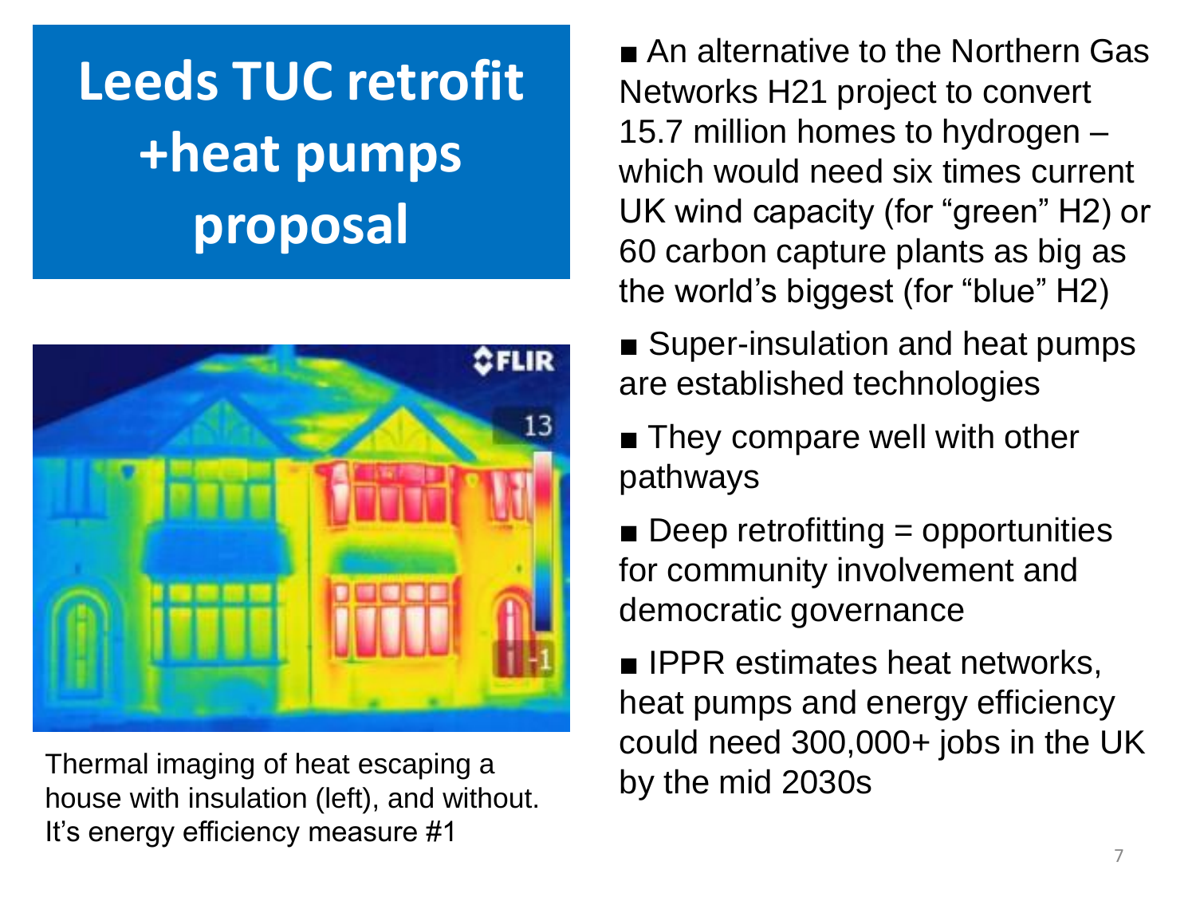# Leeds TUC retrofit +heat pumps proposal

Thermal imaging of heat escaping a house with insulation (left), and without. It's energy efficiency measure #1

- An alternative to the Northern Gas Networks H21 project to convert 15.7 million homes to hydrogen – which would need six times current UK wind capacity (for "green" H2) or 60 carbon capture plants as big as the world's biggest (for "blue" H2)
- Super-insulation and heat pumps are established technologies
- They compare well with other pathways
- Deep retrofitting = opportunities for community involvement and democratic governance
- IPPR estimates heat networks, heat pumps and energy efficiency could need 300,000+ jobs in the UK by the mid 2030s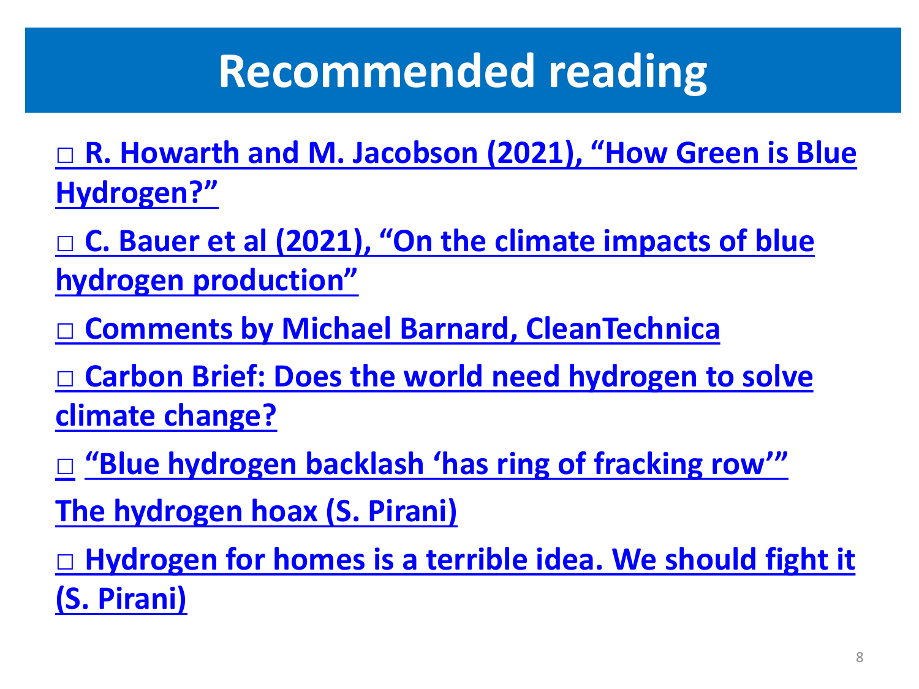# Recommended reading

- □ R. Howarth and M. Jacobson (2021), "How Green is Blue Hydrogen?"
- □ C. Bauer et al (2021), "On the climate impacts of blue hydrogen production"
- □ Comments by Michael Barnard, CleanTechnica
- □ Carbon Brief: Does the world need hydrogen to solve climate change?
- □ "Blue hydrogen backlash 'has ring of fracking row'"

The hydrogen hoax (S. Pirani)

- □ Hydrogen for homes is a terrible idea. We should fight it (S. Pirani)